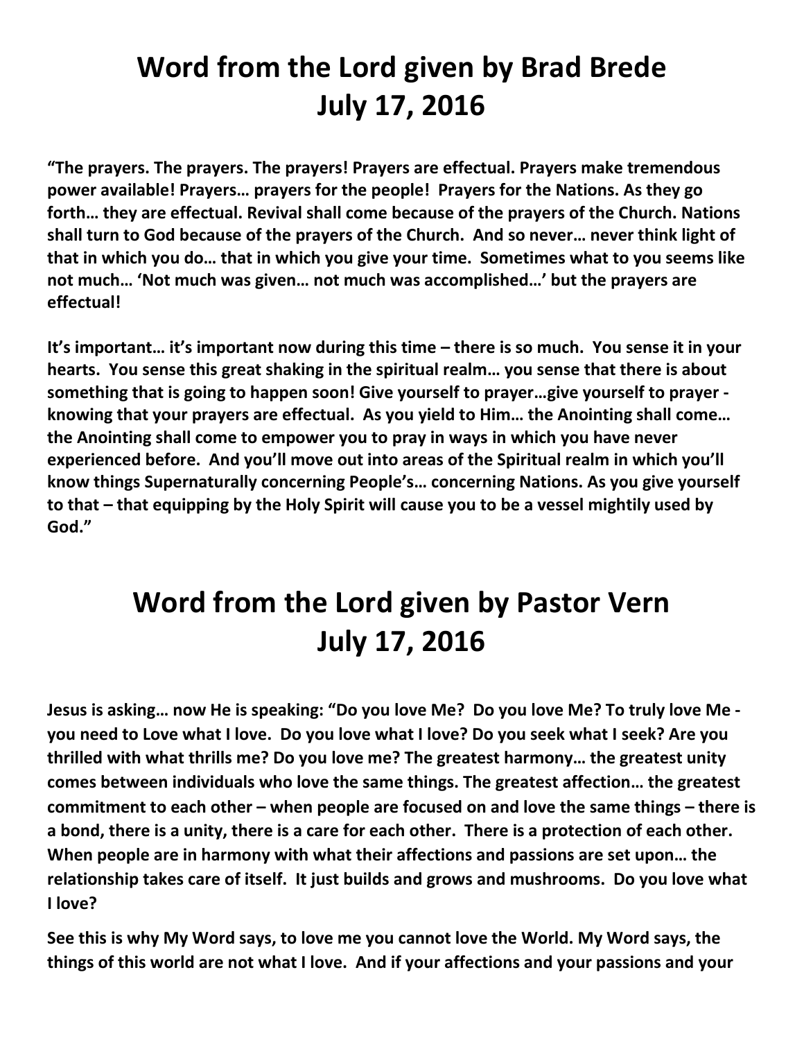# Word from the Lord given by Brad Brede July 17, 2016

**"The prayers. The prayers. The prayers! Prayers are effectual. Prayers make tremendous power available! Prayers… prayers for the people! Prayers for the Nations. As they go forth… they are effectual. Revival shall come because of the prayers of the Church. Nations shall turn to God because of the prayers of the Church. And so never… never think light of that in which you do… that in which you give your time. Sometimes what to you seems like not much… 'Not much was given… not much was accomplished…' but the prayers are effectual!**

**It's important… it's important now during this time – there is so much. You sense it in your hearts. You sense this great shaking in the spiritual realm… you sense that there is about something that is going to happen soon! Give yourself to prayer…give yourself to prayer - knowing that your prayers are effectual. As you yield to Him… the Anointing shall come… the Anointing shall come to empower you to pray in ways in which you have never experienced before. And you'll move out into areas of the Spiritual realm in which you'll know things Supernaturally concerning People's… concerning Nations. As you give yourself to that – that equipping by the Holy Spirit will cause you to be a vessel mightily used by God."**

# Word from the Lord given by Pastor Vern July 17, 2016

**Jesus is asking… now He is speaking: "Do you love Me? Do you love Me? To truly love Me - you need to Love what I love. Do you love what I love? Do you seek what I seek? Are you thrilled with what thrills me? Do you love me? The greatest harmony… the greatest unity comes between individuals who love the same things. The greatest affection… the greatest commitment to each other – when people are focused on and love the same things – there is a bond, there is a unity, there is a care for each other. There is a protection of each other. When people are in harmony with what their affections and passions are set upon… the relationship takes care of itself. It just builds and grows and mushrooms. Do you love what I love?**

**See this is why My Word says, to love me you cannot love the World. My Word says, the things of this world are not what I love. And if your affections and your passions and your**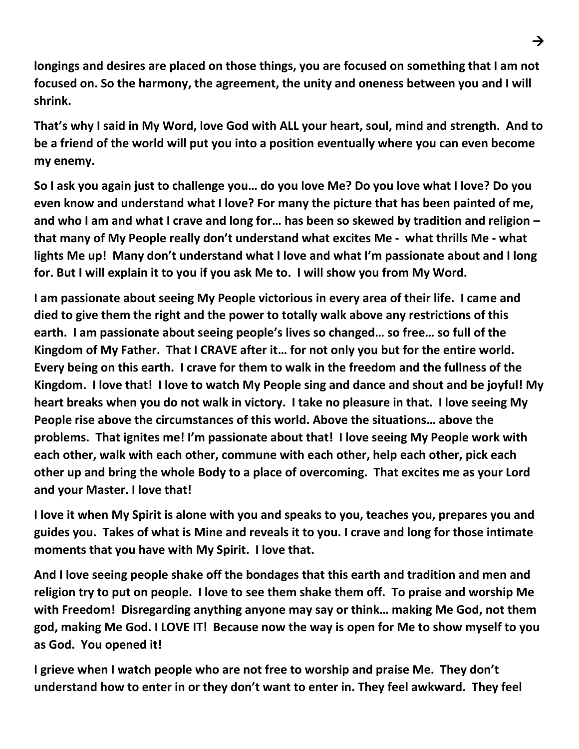**longings and desires are placed on those things, you are focused on something that I am not focused on. So the harmony, the agreement, the unity and oneness between you and I will shrink.**

**That's why I said in My Word, love God with ALL your heart, soul, mind and strength. And to be a friend of the world will put you into a position eventually where you can even become my enemy.**

**So I ask you again just to challenge you… do you love Me? Do you love what I love? Do you even know and understand what I love? For many the picture that has been painted of me, and who I am and what I crave and long for… has been so skewed by tradition and religion – that many of My People really don't understand what excites Me - what thrills Me - what lights Me up! Many don't understand what I love and what I'm passionate about and I long for. But I will explain it to you if you ask Me to. I will show you from My Word.**

**I am passionate about seeing My People victorious in every area of their life. I came and died to give them the right and the power to totally walk above any restrictions of this earth. I am passionate about seeing people's lives so changed… so free… so full of the Kingdom of My Father. That I CRAVE after it… for not only you but for the entire world. Every being on this earth. I crave for them to walk in the freedom and the fullness of the Kingdom. I love that! I love to watch My People sing and dance and shout and be joyful! My heart breaks when you do not walk in victory. I take no pleasure in that. I love seeing My People rise above the circumstances of this world. Above the situations… above the problems. That ignites me! I'm passionate about that! I love seeing My People work with each other, walk with each other, commune with each other, help each other, pick each other up and bring the whole Body to a place of overcoming. That excites me as your Lord and your Master. I love that!**

**I love it when My Spirit is alone with you and speaks to you, teaches you, prepares you and guides you. Takes of what is Mine and reveals it to you. I crave and long for those intimate moments that you have with My Spirit. I love that.**

**And I love seeing people shake off the bondages that this earth and tradition and men and religion try to put on people. I love to see them shake them off. To praise and worship Me with Freedom! Disregarding anything anyone may say or think… making Me God, not them god, making Me God. I LOVE IT! Because now the way is open for Me to show myself to you as God. You opened it!**

**I grieve when I watch people who are not free to worship and praise Me. They don't understand how to enter in or they don't want to enter in. They feel awkward. They feel**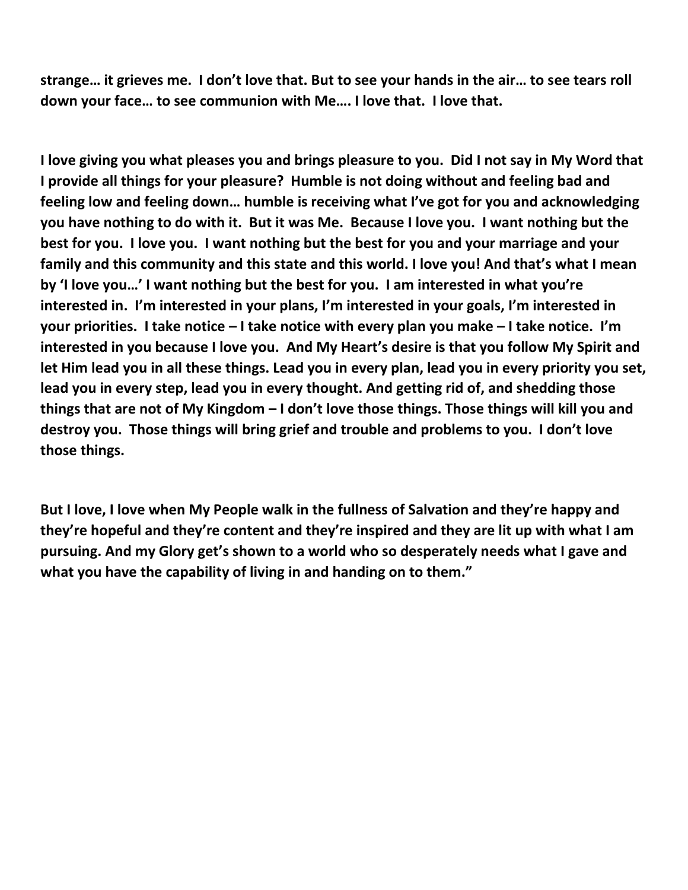**strange… it grieves me. I don't love that. But to see your hands in the air… to see tears roll down your face… to see communion with Me…. I love that. I love that.**

**I love giving you what pleases you and brings pleasure to you. Did I not say in My Word that I provide all things for your pleasure? Humble is not doing without and feeling bad and feeling low and feeling down… humble is receiving what I've got for you and acknowledging you have nothing to do with it. But it was Me. Because I love you. I want nothing but the best for you. I love you. I want nothing but the best for you and your marriage and your family and this community and this state and this world. I love you! And that's what I mean by 'I love you…' I want nothing but the best for you. I am interested in what you're interested in. I'm interested in your plans, I'm interested in your goals, I'm interested in your priorities. I take notice – I take notice with every plan you make – I take notice. I'm interested in you because I love you. And My Heart's desire is that you follow My Spirit and let Him lead you in all these things. Lead you in every plan, lead you in every priority you set, lead you in every step, lead you in every thought. And getting rid of, and shedding those things that are not of My Kingdom – I don't love those things. Those things will kill you and destroy you. Those things will bring grief and trouble and problems to you. I don't love those things.**

**But I love, I love when My People walk in the fullness of Salvation and they're happy and they're hopeful and they're content and they're inspired and they are lit up with what I am pursuing. And my Glory get's shown to a world who so desperately needs what I gave and what you have the capability of living in and handing on to them."**